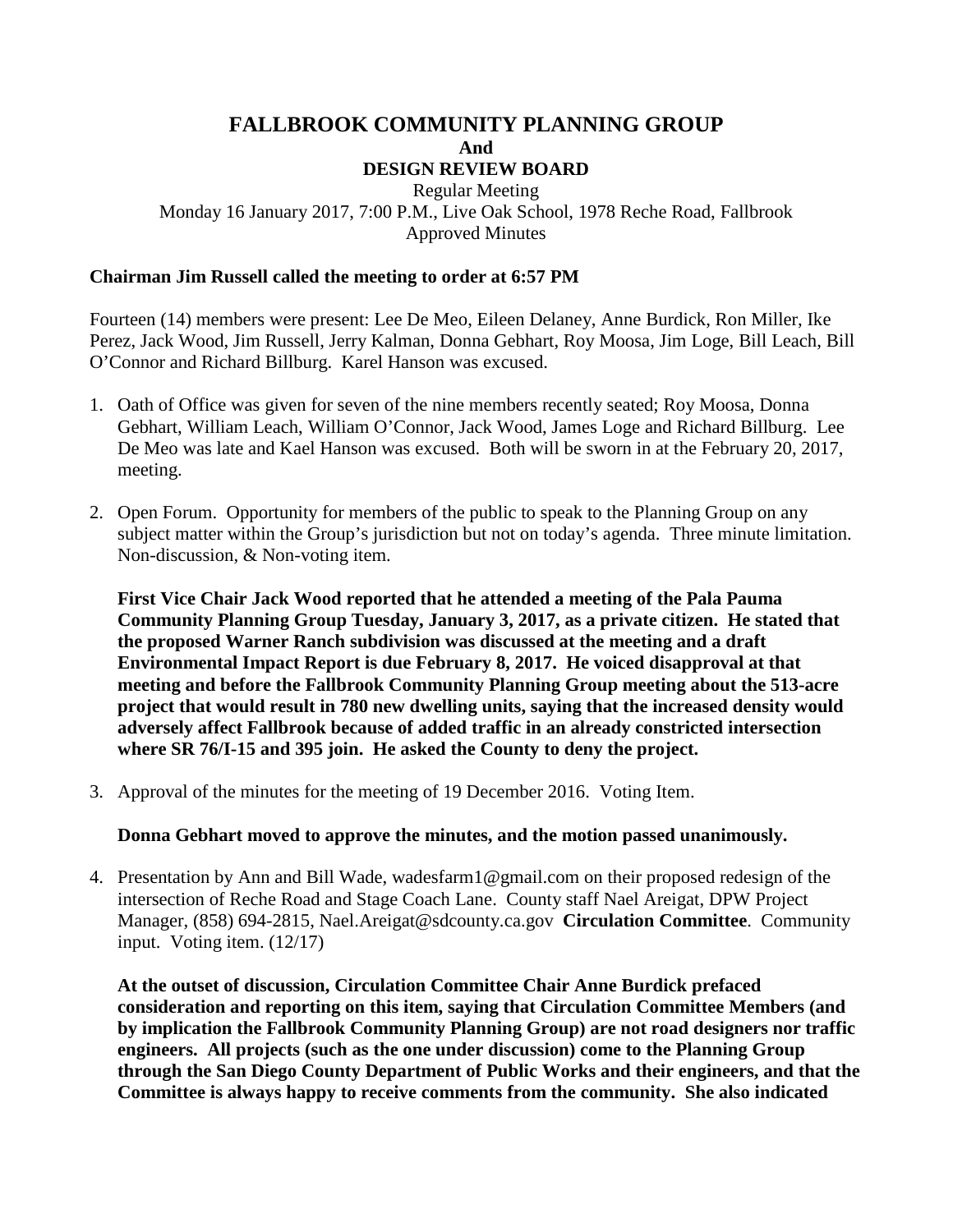# FALLBROOK COMMUNITY PLANNING GROUP
**And**
## DESIGN REVIEW BOARD

Regular Meeting
Monday 16 January 2017, 7:00 P.M., Live Oak School, 1978 Reche Road, Fallbrook
Approved Minutes

**Chairman Jim Russell called the meeting to order at 6:57 PM**

Fourteen (14) members were present: Lee De Meo, Eileen Delaney, Anne Burdick, Ron Miller, Ike Perez, Jack Wood, Jim Russell, Jerry Kalman, Donna Gebhart, Roy Moosa, Jim Loge, Bill Leach, Bill O'Connor and Richard Billburg. Karel Hanson was excused.

1. Oath of Office was given for seven of the nine members recently seated; Roy Moosa, Donna Gebhart, William Leach, William O'Connor, Jack Wood, James Loge and Richard Billburg. Lee De Meo was late and Kael Hanson was excused. Both will be sworn in at the February 20, 2017, meeting.

2. Open Forum. Opportunity for members of the public to speak to the Planning Group on any subject matter within the Group's jurisdiction but not on today's agenda. Three minute limitation. Non-discussion, & Non-voting item.

   **First Vice Chair Jack Wood reported that he attended a meeting of the Pala Pauma Community Planning Group Tuesday, January 3, 2017, as a private citizen. He stated that the proposed Warner Ranch subdivision was discussed at the meeting and a draft Environmental Impact Report is due February 8, 2017. He voiced disapproval at that meeting and before the Fallbrook Community Planning Group meeting about the 513-acre project that would result in 780 new dwelling units, saying that the increased density would adversely affect Fallbrook because of added traffic in an already constricted intersection where SR 76/I-15 and 395 join. He asked the County to deny the project.**

3. Approval of the minutes for the meeting of 19 December 2016. Voting Item.

   **Donna Gebhart moved to approve the minutes, and the motion passed unanimously.**

4. Presentation by Ann and Bill Wade, wadesfarm1@gmail.com on their proposed redesign of the intersection of Reche Road and Stage Coach Lane. County staff Nael Areigat, DPW Project Manager, (858) 694-2815, Nael.Areigat@sdcounty.ca.gov **Circulation Committee**. Community input. Voting item. (12/17)

   **At the outset of discussion, Circulation Committee Chair Anne Burdick prefaced consideration and reporting on this item, saying that Circulation Committee Members (and by implication the Fallbrook Community Planning Group) are not road designers nor traffic engineers. All projects (such as the one under discussion) come to the Planning Group through the San Diego County Department of Public Works and their engineers, and that the Committee is always happy to receive comments from the community. She also indicated**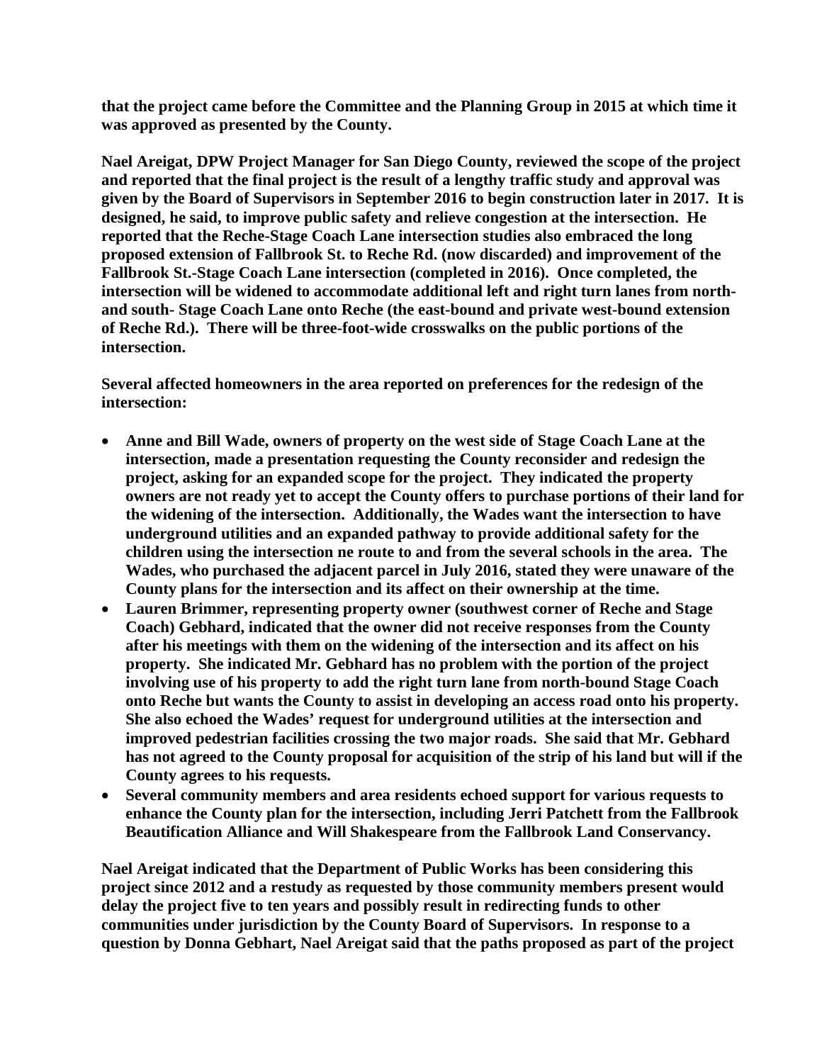**that the project came before the Committee and the Planning Group in 2015 at which time it was approved as presented by the County.**

**Nael Areigat, DPW Project Manager for San Diego County, reviewed the scope of the project and reported that the final project is the result of a lengthy traffic study and approval was given by the Board of Supervisors in September 2016 to begin construction later in 2017. It is designed, he said, to improve public safety and relieve congestion at the intersection. He reported that the Reche-Stage Coach Lane intersection studies also embraced the long proposed extension of Fallbrook St. to Reche Rd. (now discarded) and improvement of the Fallbrook St.-Stage Coach Lane intersection (completed in 2016). Once completed, the intersection will be widened to accommodate additional left and right turn lanes from north- and south- Stage Coach Lane onto Reche (the east-bound and private west-bound extension of Reche Rd.). There will be three-foot-wide crosswalks on the public portions of the intersection.**

**Several affected homeowners in the area reported on preferences for the redesign of the intersection:**

- **Anne and Bill Wade, owners of property on the west side of Stage Coach Lane at the intersection, made a presentation requesting the County reconsider and redesign the project, asking for an expanded scope for the project. They indicated the property owners are not ready yet to accept the County offers to purchase portions of their land for the widening of the intersection. Additionally, the Wades want the intersection to have underground utilities and an expanded pathway to provide additional safety for the children using the intersection ne route to and from the several schools in the area. The Wades, who purchased the adjacent parcel in July 2016, stated they were unaware of the County plans for the intersection and its affect on their ownership at the time.**
- **Lauren Brimmer, representing property owner (southwest corner of Reche and Stage Coach) Gebhard, indicated that the owner did not receive responses from the County after his meetings with them on the widening of the intersection and its affect on his property. She indicated Mr. Gebhard has no problem with the portion of the project involving use of his property to add the right turn lane from north-bound Stage Coach onto Reche but wants the County to assist in developing an access road onto his property. She also echoed the Wades' request for underground utilities at the intersection and improved pedestrian facilities crossing the two major roads. She said that Mr. Gebhard has not agreed to the County proposal for acquisition of the strip of his land but will if the County agrees to his requests.**
- **Several community members and area residents echoed support for various requests to enhance the County plan for the intersection, including Jerri Patchett from the Fallbrook Beautification Alliance and Will Shakespeare from the Fallbrook Land Conservancy.**

**Nael Areigat indicated that the Department of Public Works has been considering this project since 2012 and a restudy as requested by those community members present would delay the project five to ten years and possibly result in redirecting funds to other communities under jurisdiction by the County Board of Supervisors. In response to a question by Donna Gebhart, Nael Areigat said that the paths proposed as part of the project**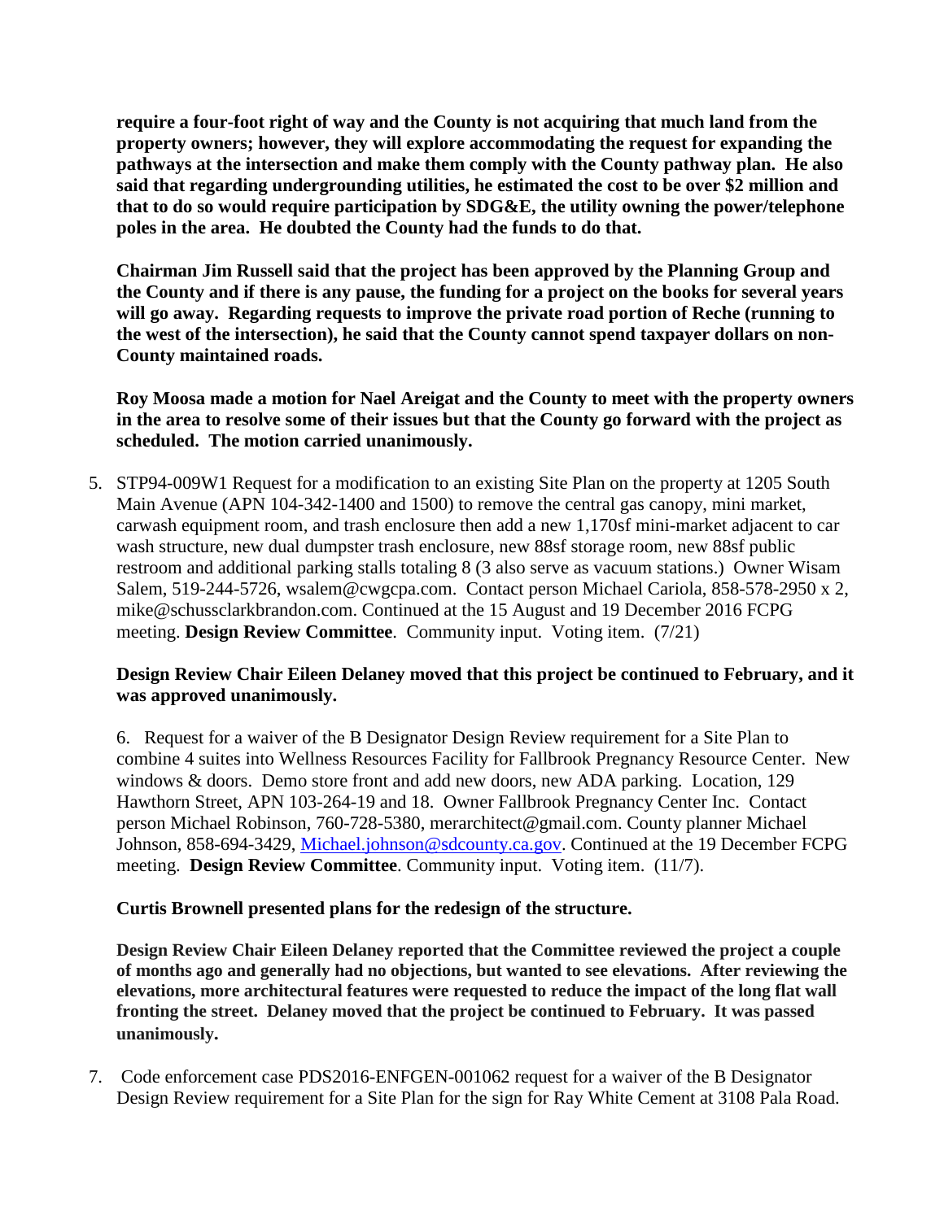**require a four-foot right of way and the County is not acquiring that much land from the property owners; however, they will explore accommodating the request for expanding the pathways at the intersection and make them comply with the County pathway plan. He also said that regarding undergrounding utilities, he estimated the cost to be over $2 million and that to do so would require participation by SDG&E, the utility owning the power/telephone poles in the area. He doubted the County had the funds to do that.**

**Chairman Jim Russell said that the project has been approved by the Planning Group and the County and if there is any pause, the funding for a project on the books for several years will go away. Regarding requests to improve the private road portion of Reche (running to the west of the intersection), he said that the County cannot spend taxpayer dollars on non-County maintained roads.**

**Roy Moosa made a motion for Nael Areigat and the County to meet with the property owners in the area to resolve some of their issues but that the County go forward with the project as scheduled. The motion carried unanimously.**

5. STP94-009W1 Request for a modification to an existing Site Plan on the property at 1205 South Main Avenue (APN 104-342-1400 and 1500) to remove the central gas canopy, mini market, carwash equipment room, and trash enclosure then add a new 1,170sf mini-market adjacent to car wash structure, new dual dumpster trash enclosure, new 88sf storage room, new 88sf public restroom and additional parking stalls totaling 8 (3 also serve as vacuum stations.) Owner Wisam Salem, 519-244-5726, wsalem@cwgcpa.com. Contact person Michael Cariola, 858-578-2950 x 2, mike@schussclarkbrandon.com. Continued at the 15 August and 19 December 2016 FCPG meeting. **Design Review Committee**. Community input. Voting item. (7/21)

   **Design Review Chair Eileen Delaney moved that this project be continued to February, and it was approved unanimously.**

6. Request for a waiver of the B Designator Design Review requirement for a Site Plan to combine 4 suites into Wellness Resources Facility for Fallbrook Pregnancy Resource Center. New windows & doors. Demo store front and add new doors, new ADA parking. Location, 129 Hawthorn Street, APN 103-264-19 and 18. Owner Fallbrook Pregnancy Center Inc. Contact person Michael Robinson, 760-728-5380, merarchitect@gmail.com. County planner Michael Johnson, 858-694-3429, Michael.johnson@sdcounty.ca.gov. Continued at the 19 December FCPG meeting. **Design Review Committee**. Community input. Voting item. (11/7).

   **Curtis Brownell presented plans for the redesign of the structure.**

   **Design Review Chair Eileen Delaney reported that the Committee reviewed the project a couple of months ago and generally had no objections, but wanted to see elevations. After reviewing the elevations, more architectural features were requested to reduce the impact of the long flat wall fronting the street. Delaney moved that the project be continued to February. It was passed unanimously.**

7. Code enforcement case PDS2016-ENFGEN-001062 request for a waiver of the B Designator Design Review requirement for a Site Plan for the sign for Ray White Cement at 3108 Pala Road.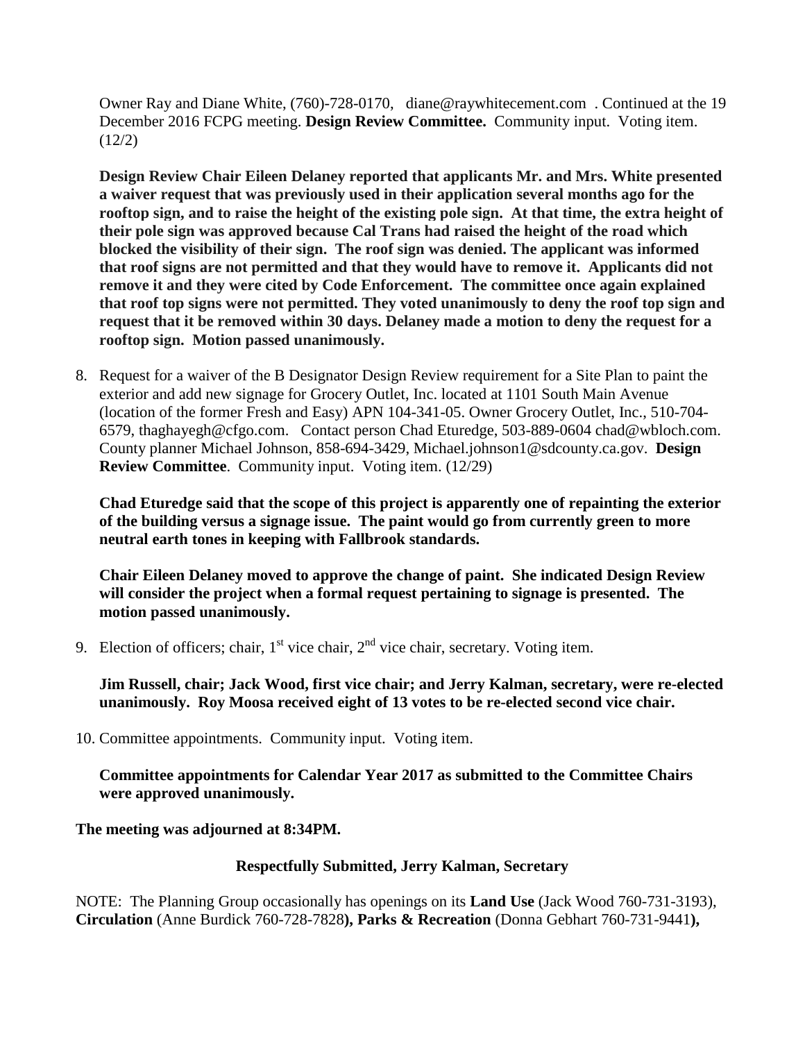Owner Ray and Diane White, (760)-728-0170, diane@raywhitecement.com . Continued at the 19 December 2016 FCPG meeting. **Design Review Committee.** Community input. Voting item. (12/2)

**Design Review Chair Eileen Delaney reported that applicants Mr. and Mrs. White presented a waiver request that was previously used in their application several months ago for the rooftop sign, and to raise the height of the existing pole sign. At that time, the extra height of their pole sign was approved because Cal Trans had raised the height of the road which blocked the visibility of their sign. The roof sign was denied. The applicant was informed that roof signs are not permitted and that they would have to remove it. Applicants did not remove it and they were cited by Code Enforcement. The committee once again explained that roof top signs were not permitted. They voted unanimously to deny the roof top sign and request that it be removed within 30 days. Delaney made a motion to deny the request for a rooftop sign. Motion passed unanimously.**

8. Request for a waiver of the B Designator Design Review requirement for a Site Plan to paint the exterior and add new signage for Grocery Outlet, Inc. located at 1101 South Main Avenue (location of the former Fresh and Easy) APN 104-341-05. Owner Grocery Outlet, Inc., 510-704-6579, thaghayegh@cfgo.com. Contact person Chad Eturedge, 503-889-0604 chad@wbloch.com. County planner Michael Johnson, 858-694-3429, Michael.johnson1@sdcounty.ca.gov. **Design Review Committee**. Community input. Voting item. (12/29)

   **Chad Eturedge said that the scope of this project is apparently one of repainting the exterior of the building versus a signage issue. The paint would go from currently green to more neutral earth tones in keeping with Fallbrook standards.**

   **Chair Eileen Delaney moved to approve the change of paint. She indicated Design Review will consider the project when a formal request pertaining to signage is presented. The motion passed unanimously.**

9. Election of officers; chair, 1st vice chair, 2nd vice chair, secretary. Voting item.

   **Jim Russell, chair; Jack Wood, first vice chair; and Jerry Kalman, secretary, were re-elected unanimously. Roy Moosa received eight of 13 votes to be re-elected second vice chair.**

10. Committee appointments. Community input. Voting item.

    **Committee appointments for Calendar Year 2017 as submitted to the Committee Chairs were approved unanimously.**

**The meeting was adjourned at 8:34PM.**

**Respectfully Submitted, Jerry Kalman, Secretary**

NOTE: The Planning Group occasionally has openings on its **Land Use** (Jack Wood 760-731-3193), **Circulation** (Anne Burdick 760-728-7828**), Parks & Recreation** (Donna Gebhart 760-731-9441**),**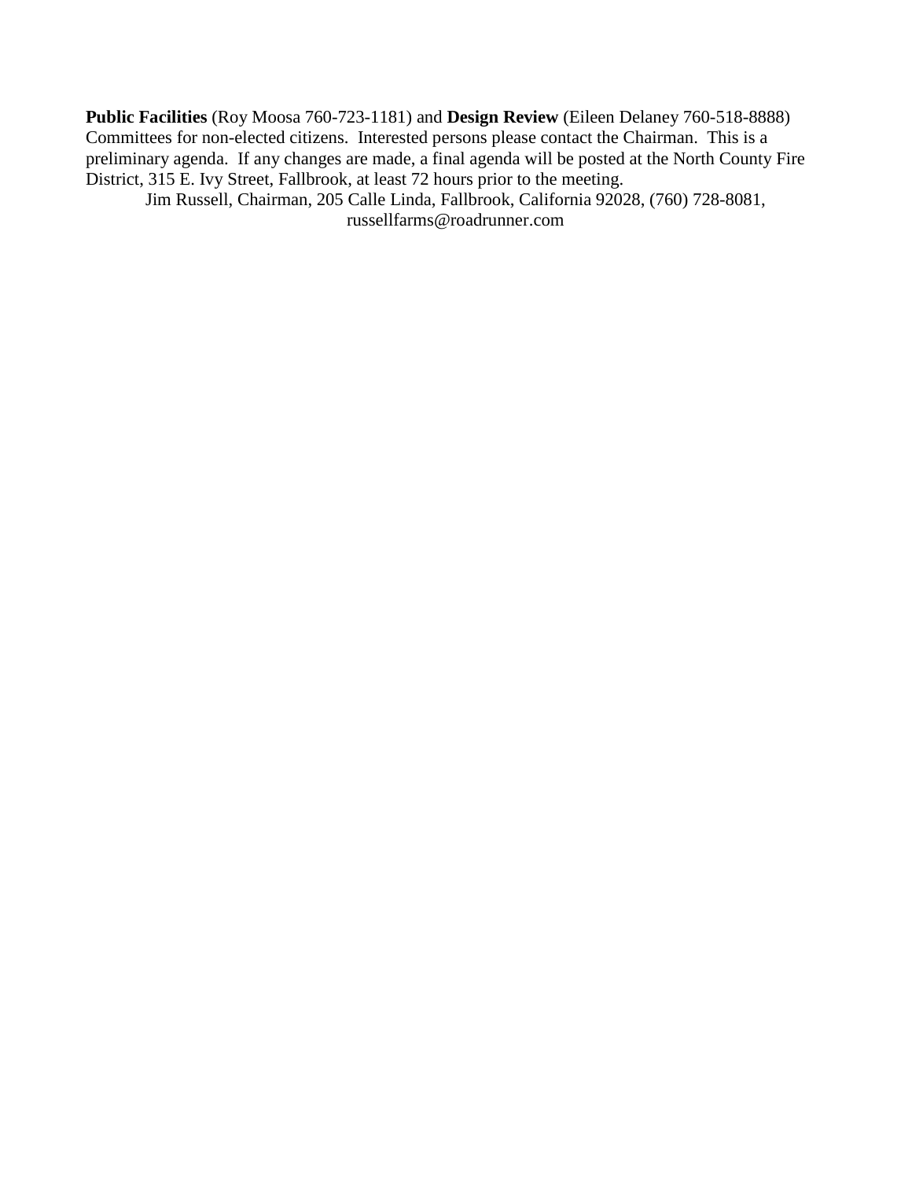**Public Facilities** (Roy Moosa 760-723-1181) and **Design Review** (Eileen Delaney 760-518-8888) Committees for non-elected citizens. Interested persons please contact the Chairman. This is a preliminary agenda. If any changes are made, a final agenda will be posted at the North County Fire District, 315 E. Ivy Street, Fallbrook, at least 72 hours prior to the meeting.

Jim Russell, Chairman, 205 Calle Linda, Fallbrook, California 92028, (760) 728-8081, russellfarms@roadrunner.com